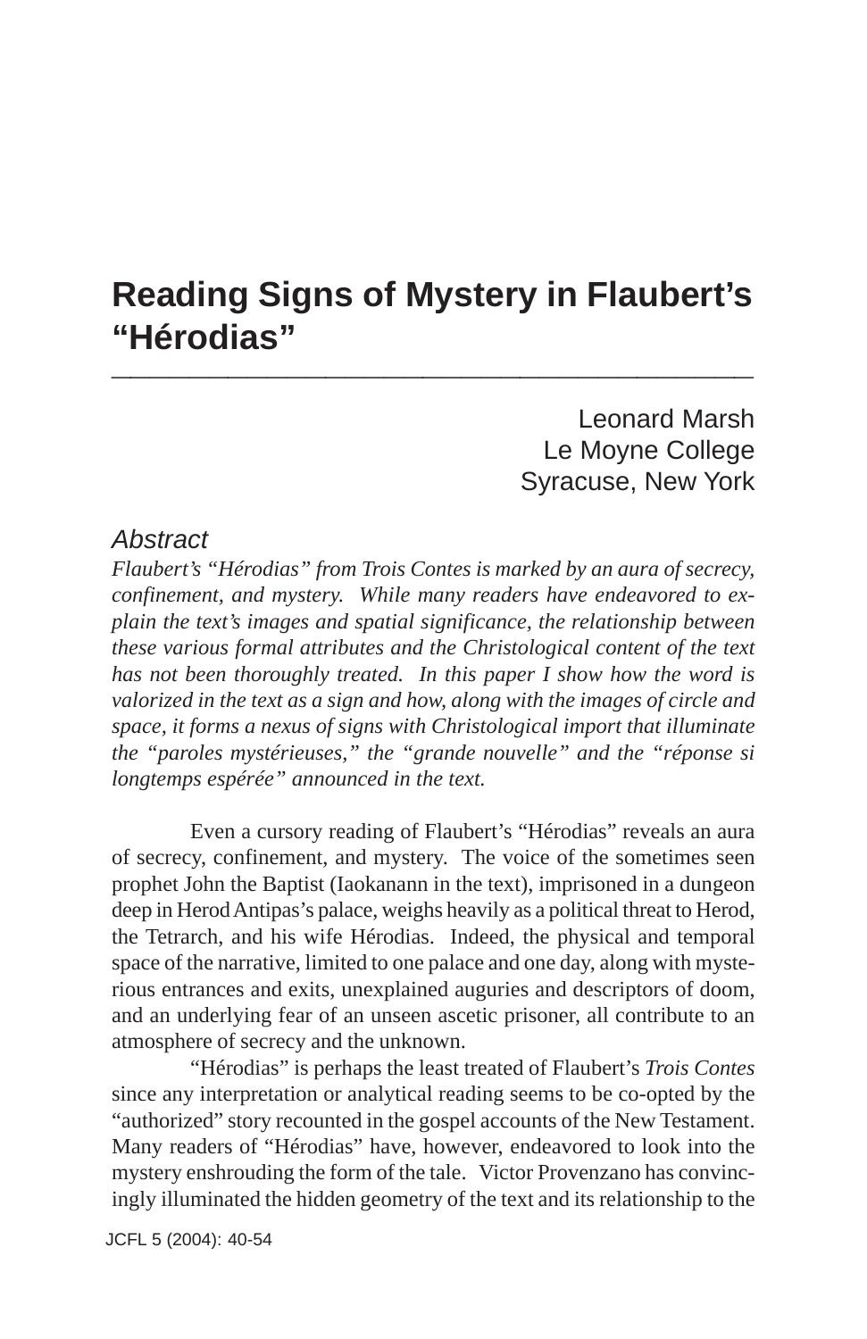# Reading Signs of Mystery in Flaubert's "Hérodias"

Leonard Marsh
Le Moyne College
Syracuse, New York

## Abstract

*Flaubert's "Hérodias" from Trois Contes is marked by an aura of secrecy, confinement, and mystery. While many readers have endeavored to explain the text's images and spatial significance, the relationship between these various formal attributes and the Christological content of the text has not been thoroughly treated. In this paper I show how the word is valorized in the text as a sign and how, along with the images of circle and space, it forms a nexus of signs with Christological import that illuminate the "paroles mystérieuses," the "grande nouvelle" and the "réponse si longtemps espérée" announced in the text.*

Even a cursory reading of Flaubert's "Hérodias" reveals an aura of secrecy, confinement, and mystery. The voice of the sometimes seen prophet John the Baptist (Iaokanann in the text), imprisoned in a dungeon deep in Herod Antipas's palace, weighs heavily as a political threat to Herod, the Tetrarch, and his wife Hérodias. Indeed, the physical and temporal space of the narrative, limited to one palace and one day, along with mysterious entrances and exits, unexplained auguries and descriptors of doom, and an underlying fear of an unseen ascetic prisoner, all contribute to an atmosphere of secrecy and the unknown.

"Hérodias" is perhaps the least treated of Flaubert's *Trois Contes* since any interpretation or analytical reading seems to be co-opted by the "authorized" story recounted in the gospel accounts of the New Testament. Many readers of "Hérodias" have, however, endeavored to look into the mystery enshrouding the form of the tale. Victor Provenzano has convincingly illuminated the hidden geometry of the text and its relationship to the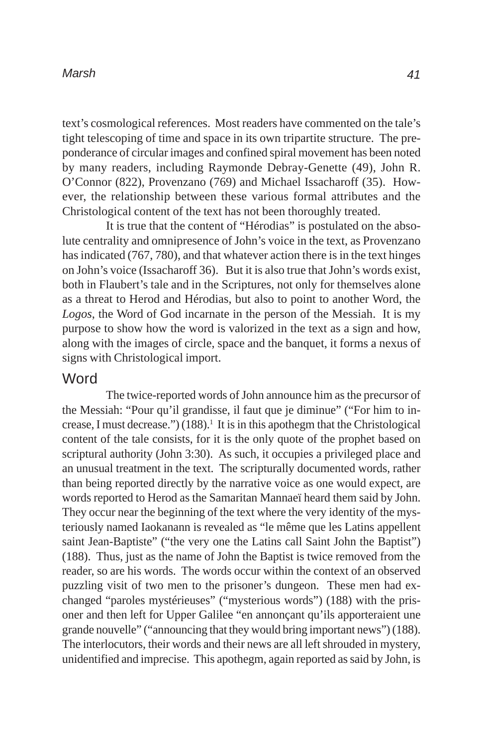text's cosmological references. Most readers have commented on the tale's tight telescoping of time and space in its own tripartite structure. The preponderance of circular images and confined spiral movement has been noted by many readers, including Raymonde Debray-Genette (49), John R. O'Connor (822), Provenzano (769) and Michael Issacharoff (35). However, the relationship between these various formal attributes and the Christological content of the text has not been thoroughly treated.

It is true that the content of "Hérodias" is postulated on the absolute centrality and omnipresence of John's voice in the text, as Provenzano has indicated (767, 780), and that whatever action there is in the text hinges on John's voice (Issacharoff 36). But it is also true that John's words exist, both in Flaubert's tale and in the Scriptures, not only for themselves alone as a threat to Herod and Hérodias, but also to point to another Word, the *Logos*, the Word of God incarnate in the person of the Messiah. It is my purpose to show how the word is valorized in the text as a sign and how, along with the images of circle, space and the banquet, it forms a nexus of signs with Christological import.

## Word

The twice-reported words of John announce him as the precursor of the Messiah: "Pour qu'il grandisse, il faut que je diminue" ("For him to increase, I must decrease.") (188).[1] It is in this apothegm that the Christological content of the tale consists, for it is the only quote of the prophet based on scriptural authority (John 3:30). As such, it occupies a privileged place and an unusual treatment in the text. The scripturally documented words, rather than being reported directly by the narrative voice as one would expect, are words reported to Herod as the Samaritan Mannaeï heard them said by John. They occur near the beginning of the text where the very identity of the mysteriously named Iaokanann is revealed as "le même que les Latins appellent saint Jean-Baptiste" ("the very one the Latins call Saint John the Baptist") (188). Thus, just as the name of John the Baptist is twice removed from the reader, so are his words. The words occur within the context of an observed puzzling visit of two men to the prisoner's dungeon. These men had exchanged "paroles mystérieuses" ("mysterious words") (188) with the prisoner and then left for Upper Galilee "en annonçant qu'ils apporteraient une grande nouvelle" ("announcing that they would bring important news") (188). The interlocutors, their words and their news are all left shrouded in mystery, unidentified and imprecise. This apothegm, again reported as said by John, is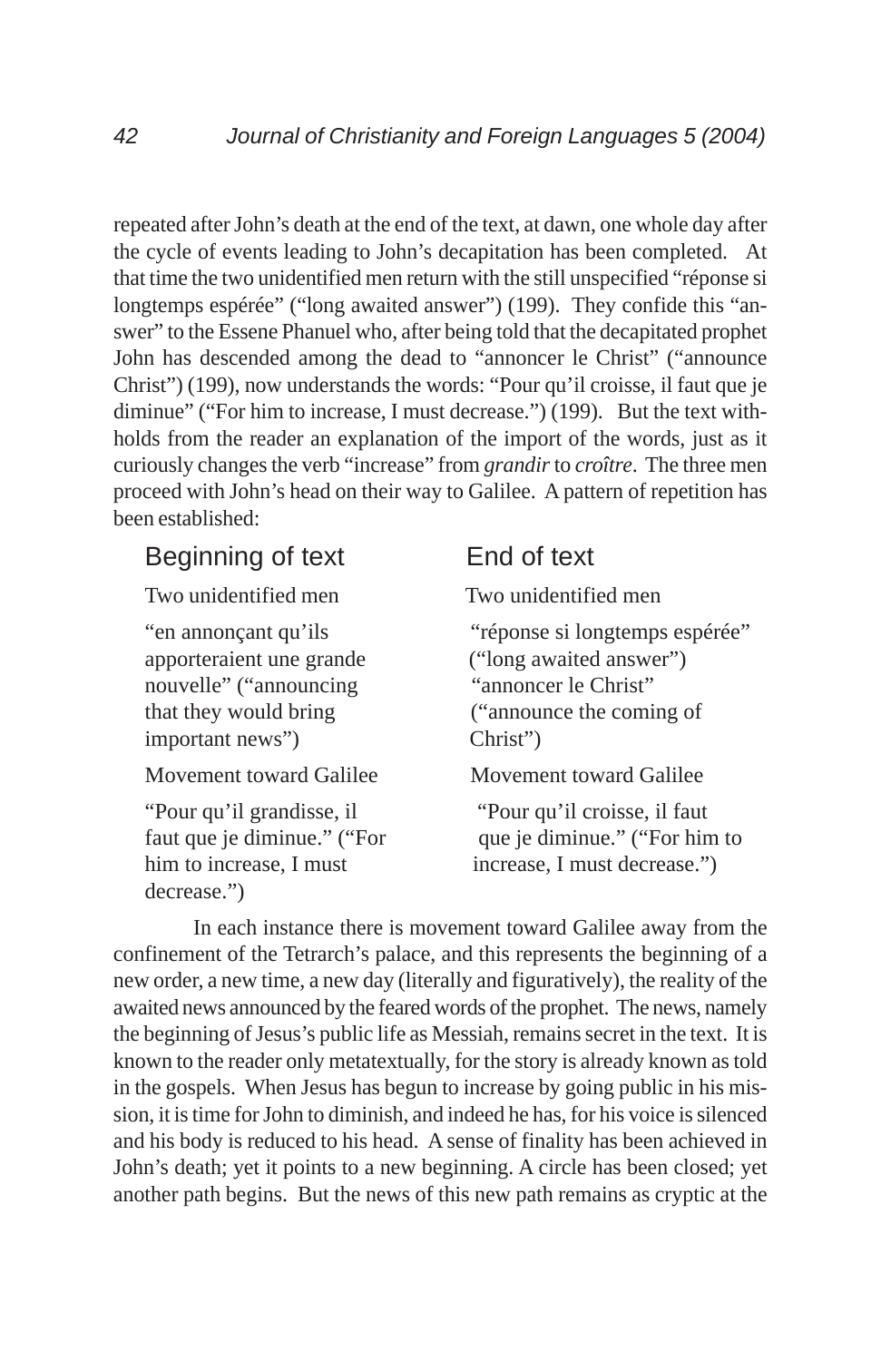repeated after John's death at the end of the text, at dawn, one whole day after the cycle of events leading to John's decapitation has been completed. At that time the two unidentified men return with the still unspecified "réponse si longtemps espérée" ("long awaited answer") (199). They confide this "answer" to the Essene Phanuel who, after being told that the decapitated prophet John has descended among the dead to "annoncer le Christ" ("announce Christ") (199), now understands the words: "Pour qu'il croisse, il faut que je diminue" ("For him to increase, I must decrease.") (199). But the text withholds from the reader an explanation of the import of the words, just as it curiously changes the verb "increase" from *grandir* to *croître*. The three men proceed with John's head on their way to Galilee. A pattern of repetition has been established:

| Beginning of text | End of text |
| --- | --- |
| Two unidentified men | Two unidentified men |
| "en annonçant qu'ils apporteraient une grande nouvelle" ("announcing that they would bring important news") | "réponse si longtemps espérée" ("long awaited answer") "annoncer le Christ" ("announce the coming of Christ") |
| Movement toward Galilee | Movement toward Galilee |
| "Pour qu'il grandisse, il faut que je diminue." ("For him to increase, I must decrease.") | "Pour qu'il croisse, il faut que je diminue." ("For him to increase, I must decrease.") |

In each instance there is movement toward Galilee away from the confinement of the Tetrarch's palace, and this represents the beginning of a new order, a new time, a new day (literally and figuratively), the reality of the awaited news announced by the feared words of the prophet. The news, namely the beginning of Jesus's public life as Messiah, remains secret in the text. It is known to the reader only metatextually, for the story is already known as told in the gospels. When Jesus has begun to increase by going public in his mission, it is time for John to diminish, and indeed he has, for his voice is silenced and his body is reduced to his head. A sense of finality has been achieved in John's death; yet it points to a new beginning. A circle has been closed; yet another path begins. But the news of this new path remains as cryptic at the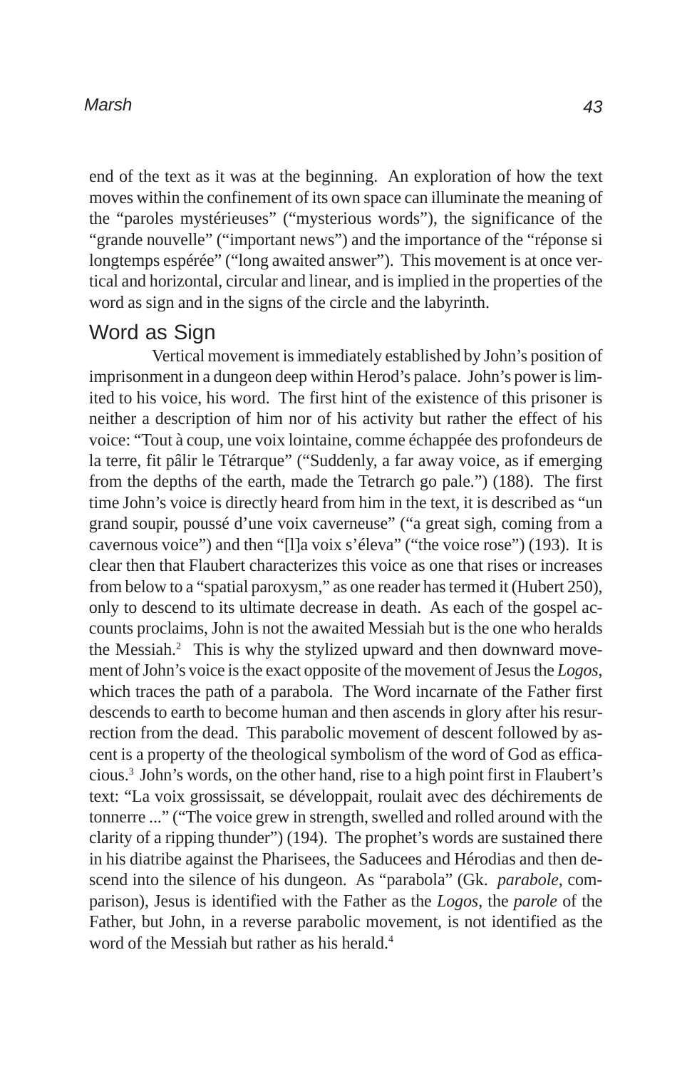end of the text as it was at the beginning. An exploration of how the text moves within the confinement of its own space can illuminate the meaning of the "paroles mystérieuses" ("mysterious words"), the significance of the "grande nouvelle" ("important news") and the importance of the "réponse si longtemps espérée" ("long awaited answer"). This movement is at once vertical and horizontal, circular and linear, and is implied in the properties of the word as sign and in the signs of the circle and the labyrinth.

## Word as Sign

Vertical movement is immediately established by John's position of imprisonment in a dungeon deep within Herod's palace. John's power is limited to his voice, his word. The first hint of the existence of this prisoner is neither a description of him nor of his activity but rather the effect of his voice: "Tout à coup, une voix lointaine, comme échappée des profondeurs de la terre, fit pâlir le Tétrarque" ("Suddenly, a far away voice, as if emerging from the depths of the earth, made the Tetrarch go pale.") (188). The first time John's voice is directly heard from him in the text, it is described as "un grand soupir, poussé d'une voix caverneuse" ("a great sigh, coming from a cavernous voice") and then "[l]a voix s'éleva" ("the voice rose") (193). It is clear then that Flaubert characterizes this voice as one that rises or increases from below to a "spatial paroxysm," as one reader has termed it (Hubert 250), only to descend to its ultimate decrease in death. As each of the gospel accounts proclaims, John is not the awaited Messiah but is the one who heralds the Messiah.[2] This is why the stylized upward and then downward movement of John's voice is the exact opposite of the movement of Jesus the *Logos*, which traces the path of a parabola. The Word incarnate of the Father first descends to earth to become human and then ascends in glory after his resurrection from the dead. This parabolic movement of descent followed by ascent is a property of the theological symbolism of the word of God as efficacious.[3] John's words, on the other hand, rise to a high point first in Flaubert's text: "La voix grossissait, se développait, roulait avec des déchirements de tonnerre ..." ("The voice grew in strength, swelled and rolled around with the clarity of a ripping thunder") (194). The prophet's words are sustained there in his diatribe against the Pharisees, the Saducees and Hérodias and then descend into the silence of his dungeon. As "parabola" (Gk. *parabole*, comparison), Jesus is identified with the Father as the *Logos*, the *parole* of the Father, but John, in a reverse parabolic movement, is not identified as the word of the Messiah but rather as his herald.[4]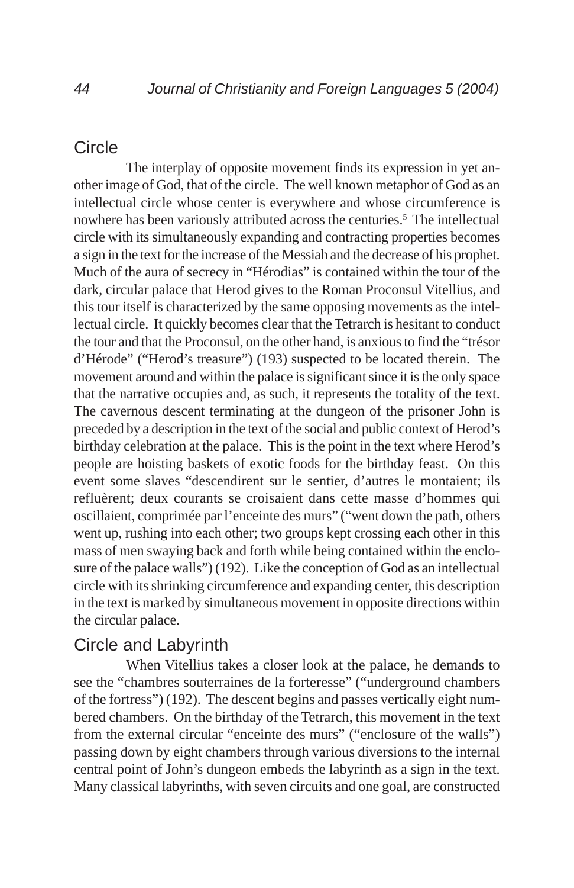## Circle

The interplay of opposite movement finds its expression in yet another image of God, that of the circle. The well known metaphor of God as an intellectual circle whose center is everywhere and whose circumference is nowhere has been variously attributed across the centuries.[5] The intellectual circle with its simultaneously expanding and contracting properties becomes a sign in the text for the increase of the Messiah and the decrease of his prophet. Much of the aura of secrecy in "Hérodias" is contained within the tour of the dark, circular palace that Herod gives to the Roman Proconsul Vitellius, and this tour itself is characterized by the same opposing movements as the intellectual circle. It quickly becomes clear that the Tetrarch is hesitant to conduct the tour and that the Proconsul, on the other hand, is anxious to find the "trésor d'Hérode" ("Herod's treasure") (193) suspected to be located therein. The movement around and within the palace is significant since it is the only space that the narrative occupies and, as such, it represents the totality of the text. The cavernous descent terminating at the dungeon of the prisoner John is preceded by a description in the text of the social and public context of Herod's birthday celebration at the palace. This is the point in the text where Herod's people are hoisting baskets of exotic foods for the birthday feast. On this event some slaves "descendirent sur le sentier, d'autres le montaient; ils refluèrent; deux courants se croisaient dans cette masse d'hommes qui oscillaient, comprimée par l'enceinte des murs" ("went down the path, others went up, rushing into each other; two groups kept crossing each other in this mass of men swaying back and forth while being contained within the enclosure of the palace walls") (192). Like the conception of God as an intellectual circle with its shrinking circumference and expanding center, this description in the text is marked by simultaneous movement in opposite directions within the circular palace.

## Circle and Labyrinth

When Vitellius takes a closer look at the palace, he demands to see the "chambres souterraines de la forteresse" ("underground chambers of the fortress") (192). The descent begins and passes vertically eight numbered chambers. On the birthday of the Tetrarch, this movement in the text from the external circular "enceinte des murs" ("enclosure of the walls") passing down by eight chambers through various diversions to the internal central point of John's dungeon embeds the labyrinth as a sign in the text. Many classical labyrinths, with seven circuits and one goal, are constructed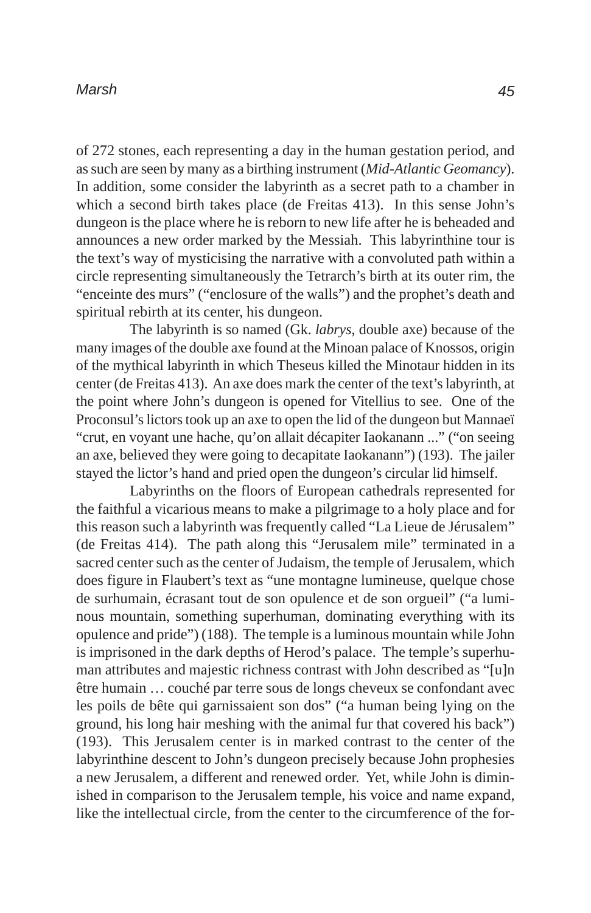of 272 stones, each representing a day in the human gestation period, and as such are seen by many as a birthing instrument (*Mid-Atlantic Geomancy*). In addition, some consider the labyrinth as a secret path to a chamber in which a second birth takes place (de Freitas 413). In this sense John's dungeon is the place where he is reborn to new life after he is beheaded and announces a new order marked by the Messiah. This labyrinthine tour is the text's way of mysticising the narrative with a convoluted path within a circle representing simultaneously the Tetrarch's birth at its outer rim, the "enceinte des murs" ("enclosure of the walls") and the prophet's death and spiritual rebirth at its center, his dungeon.

The labyrinth is so named (Gk. *labrys*, double axe) because of the many images of the double axe found at the Minoan palace of Knossos, origin of the mythical labyrinth in which Theseus killed the Minotaur hidden in its center (de Freitas 413). An axe does mark the center of the text's labyrinth, at the point where John's dungeon is opened for Vitellius to see. One of the Proconsul's lictors took up an axe to open the lid of the dungeon but Mannaeï "crut, en voyant une hache, qu'on allait décapiter Iaokanann ..." ("on seeing an axe, believed they were going to decapitate Iaokanann") (193). The jailer stayed the lictor's hand and pried open the dungeon's circular lid himself.

Labyrinths on the floors of European cathedrals represented for the faithful a vicarious means to make a pilgrimage to a holy place and for this reason such a labyrinth was frequently called "La Lieue de Jérusalem" (de Freitas 414). The path along this "Jerusalem mile" terminated in a sacred center such as the center of Judaism, the temple of Jerusalem, which does figure in Flaubert's text as "une montagne lumineuse, quelque chose de surhumain, écrasant tout de son opulence et de son orgueil" ("a luminous mountain, something superhuman, dominating everything with its opulence and pride") (188). The temple is a luminous mountain while John is imprisoned in the dark depths of Herod's palace. The temple's superhuman attributes and majestic richness contrast with John described as "[u]n être humain … couché par terre sous de longs cheveux se confondant avec les poils de bête qui garnissaient son dos" ("a human being lying on the ground, his long hair meshing with the animal fur that covered his back") (193). This Jerusalem center is in marked contrast to the center of the labyrinthine descent to John's dungeon precisely because John prophesies a new Jerusalem, a different and renewed order. Yet, while John is diminished in comparison to the Jerusalem temple, his voice and name expand, like the intellectual circle, from the center to the circumference of the for-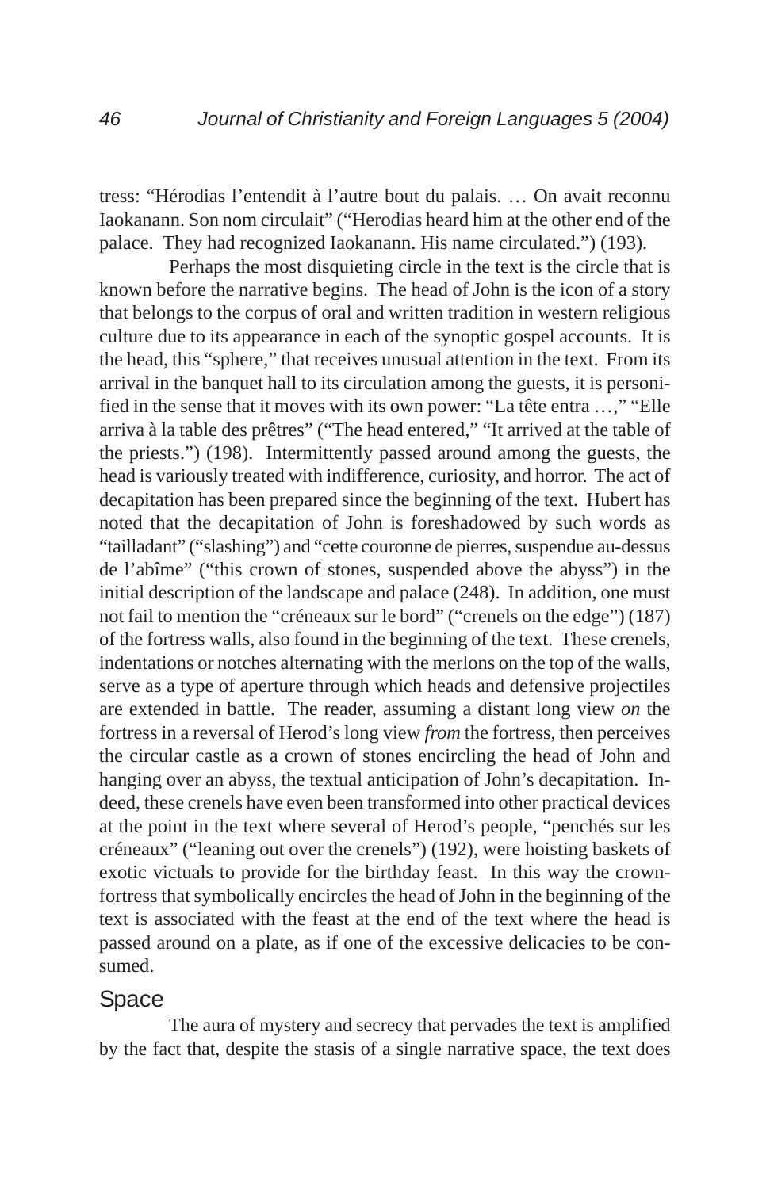tress: "Hérodias l'entendit à l'autre bout du palais. … On avait reconnu Iaokanann. Son nom circulait" ("Herodias heard him at the other end of the palace. They had recognized Iaokanann. His name circulated.") (193).

Perhaps the most disquieting circle in the text is the circle that is known before the narrative begins. The head of John is the icon of a story that belongs to the corpus of oral and written tradition in western religious culture due to its appearance in each of the synoptic gospel accounts. It is the head, this "sphere," that receives unusual attention in the text. From its arrival in the banquet hall to its circulation among the guests, it is personified in the sense that it moves with its own power: "La tête entra …," "Elle arriva à la table des prêtres" ("The head entered," "It arrived at the table of the priests.") (198). Intermittently passed around among the guests, the head is variously treated with indifference, curiosity, and horror. The act of decapitation has been prepared since the beginning of the text. Hubert has noted that the decapitation of John is foreshadowed by such words as "tailladant" ("slashing") and "cette couronne de pierres, suspendue au-dessus de l'abîme" ("this crown of stones, suspended above the abyss") in the initial description of the landscape and palace (248). In addition, one must not fail to mention the "créneaux sur le bord" ("crenels on the edge") (187) of the fortress walls, also found in the beginning of the text. These crenels, indentations or notches alternating with the merlons on the top of the walls, serve as a type of aperture through which heads and defensive projectiles are extended in battle. The reader, assuming a distant long view *on* the fortress in a reversal of Herod's long view *from* the fortress, then perceives the circular castle as a crown of stones encircling the head of John and hanging over an abyss, the textual anticipation of John's decapitation. Indeed, these crenels have even been transformed into other practical devices at the point in the text where several of Herod's people, "penchés sur les créneaux" ("leaning out over the crenels") (192), were hoisting baskets of exotic victuals to provide for the birthday feast. In this way the crown-fortress that symbolically encircles the head of John in the beginning of the text is associated with the feast at the end of the text where the head is passed around on a plate, as if one of the excessive delicacies to be consumed.

## Space

The aura of mystery and secrecy that pervades the text is amplified by the fact that, despite the stasis of a single narrative space, the text does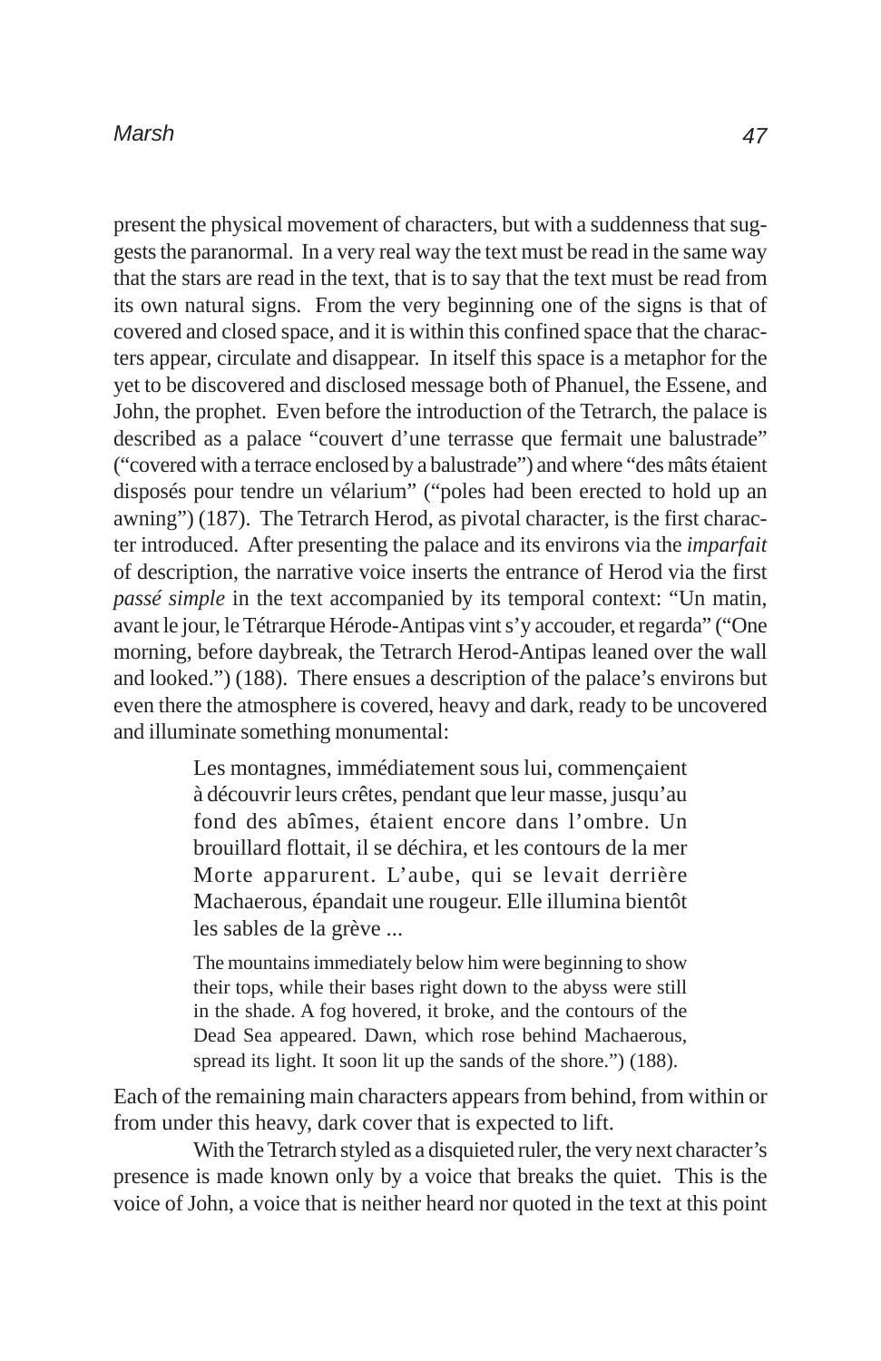present the physical movement of characters, but with a suddenness that suggests the paranormal. In a very real way the text must be read in the same way that the stars are read in the text, that is to say that the text must be read from its own natural signs. From the very beginning one of the signs is that of covered and closed space, and it is within this confined space that the characters appear, circulate and disappear. In itself this space is a metaphor for the yet to be discovered and disclosed message both of Phanuel, the Essene, and John, the prophet. Even before the introduction of the Tetrarch, the palace is described as a palace "couvert d'une terrasse que fermait une balustrade" ("covered with a terrace enclosed by a balustrade") and where "des mâts étaient disposés pour tendre un vélarium" ("poles had been erected to hold up an awning") (187). The Tetrarch Herod, as pivotal character, is the first character introduced. After presenting the palace and its environs via the *imparfait* of description, the narrative voice inserts the entrance of Herod via the first *passé simple* in the text accompanied by its temporal context: "Un matin, avant le jour, le Tétrarque Hérode-Antipas vint s'y accouder, et regarda" ("One morning, before daybreak, the Tetrarch Herod-Antipas leaned over the wall and looked.") (188). There ensues a description of the palace's environs but even there the atmosphere is covered, heavy and dark, ready to be uncovered and illuminate something monumental:

> Les montagnes, immédiatement sous lui, commençaient à découvrir leurs crêtes, pendant que leur masse, jusqu'au fond des abîmes, étaient encore dans l'ombre. Un brouillard flottait, il se déchira, et les contours de la mer Morte apparurent. L'aube, qui se levait derrière Machaerous, épandait une rougeur. Elle illumina bientôt les sables de la grève ...
>
> The mountains immediately below him were beginning to show their tops, while their bases right down to the abyss were still in the shade. A fog hovered, it broke, and the contours of the Dead Sea appeared. Dawn, which rose behind Machaerous, spread its light. It soon lit up the sands of the shore.") (188).

Each of the remaining main characters appears from behind, from within or from under this heavy, dark cover that is expected to lift.

With the Tetrarch styled as a disquieted ruler, the very next character's presence is made known only by a voice that breaks the quiet. This is the voice of John, a voice that is neither heard nor quoted in the text at this point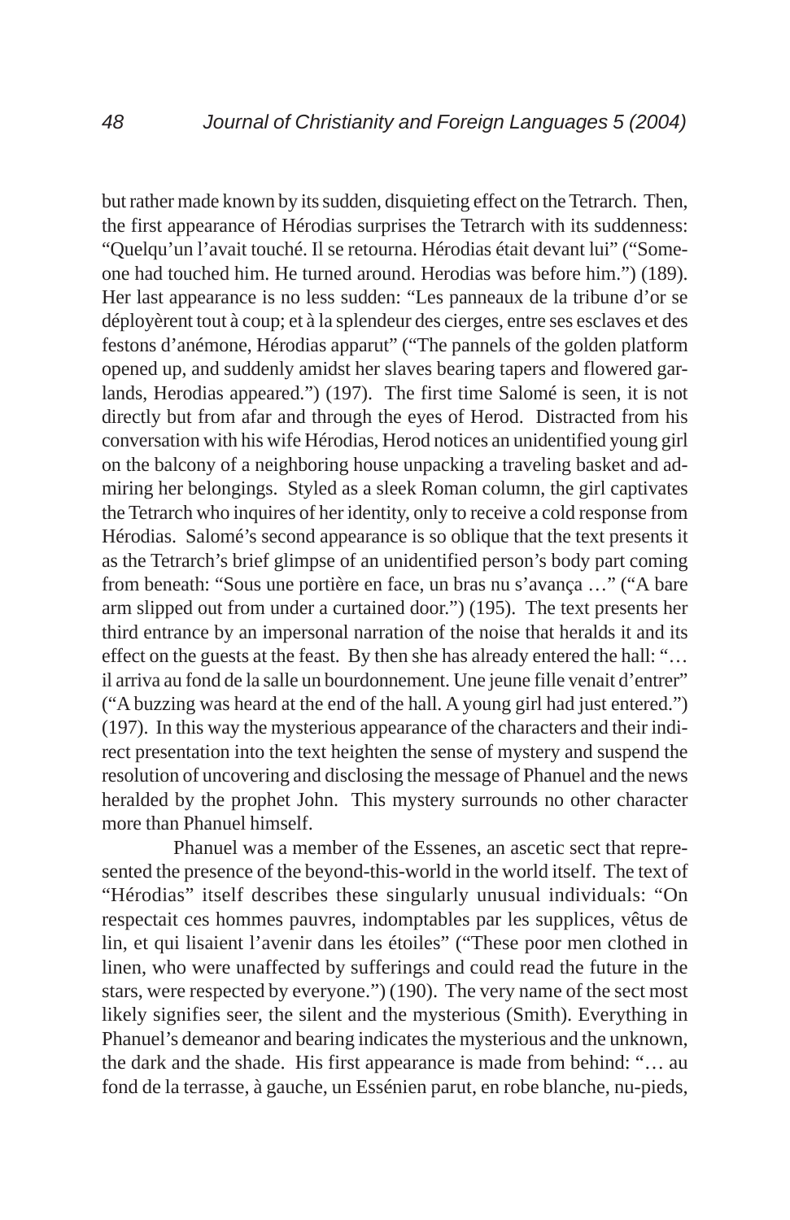but rather made known by its sudden, disquieting effect on the Tetrarch. Then, the first appearance of Hérodias surprises the Tetrarch with its suddenness: "Quelqu'un l'avait touché. Il se retourna. Hérodias était devant lui" ("Someone had touched him. He turned around. Herodias was before him.") (189). Her last appearance is no less sudden: "Les panneaux de la tribune d'or se déployèrent tout à coup; et à la splendeur des cierges, entre ses esclaves et des festons d'anémone, Hérodias apparut" ("The pannels of the golden platform opened up, and suddenly amidst her slaves bearing tapers and flowered garlands, Herodias appeared.") (197). The first time Salomé is seen, it is not directly but from afar and through the eyes of Herod. Distracted from his conversation with his wife Hérodias, Herod notices an unidentified young girl on the balcony of a neighboring house unpacking a traveling basket and admiring her belongings. Styled as a sleek Roman column, the girl captivates the Tetrarch who inquires of her identity, only to receive a cold response from Hérodias. Salomé's second appearance is so oblique that the text presents it as the Tetrarch's brief glimpse of an unidentified person's body part coming from beneath: "Sous une portière en face, un bras nu s'avança …" ("A bare arm slipped out from under a curtained door.") (195). The text presents her third entrance by an impersonal narration of the noise that heralds it and its effect on the guests at the feast. By then she has already entered the hall: "… il arriva au fond de la salle un bourdonnement. Une jeune fille venait d'entrer" ("A buzzing was heard at the end of the hall. A young girl had just entered.") (197). In this way the mysterious appearance of the characters and their indirect presentation into the text heighten the sense of mystery and suspend the resolution of uncovering and disclosing the message of Phanuel and the news heralded by the prophet John. This mystery surrounds no other character more than Phanuel himself.

Phanuel was a member of the Essenes, an ascetic sect that represented the presence of the beyond-this-world in the world itself. The text of "Hérodias" itself describes these singularly unusual individuals: "On respectait ces hommes pauvres, indomptables par les supplices, vêtus de lin, et qui lisaient l'avenir dans les étoiles" ("These poor men clothed in linen, who were unaffected by sufferings and could read the future in the stars, were respected by everyone.") (190). The very name of the sect most likely signifies seer, the silent and the mysterious (Smith). Everything in Phanuel's demeanor and bearing indicates the mysterious and the unknown, the dark and the shade. His first appearance is made from behind: "… au fond de la terrasse, à gauche, un Essénien parut, en robe blanche, nu-pieds,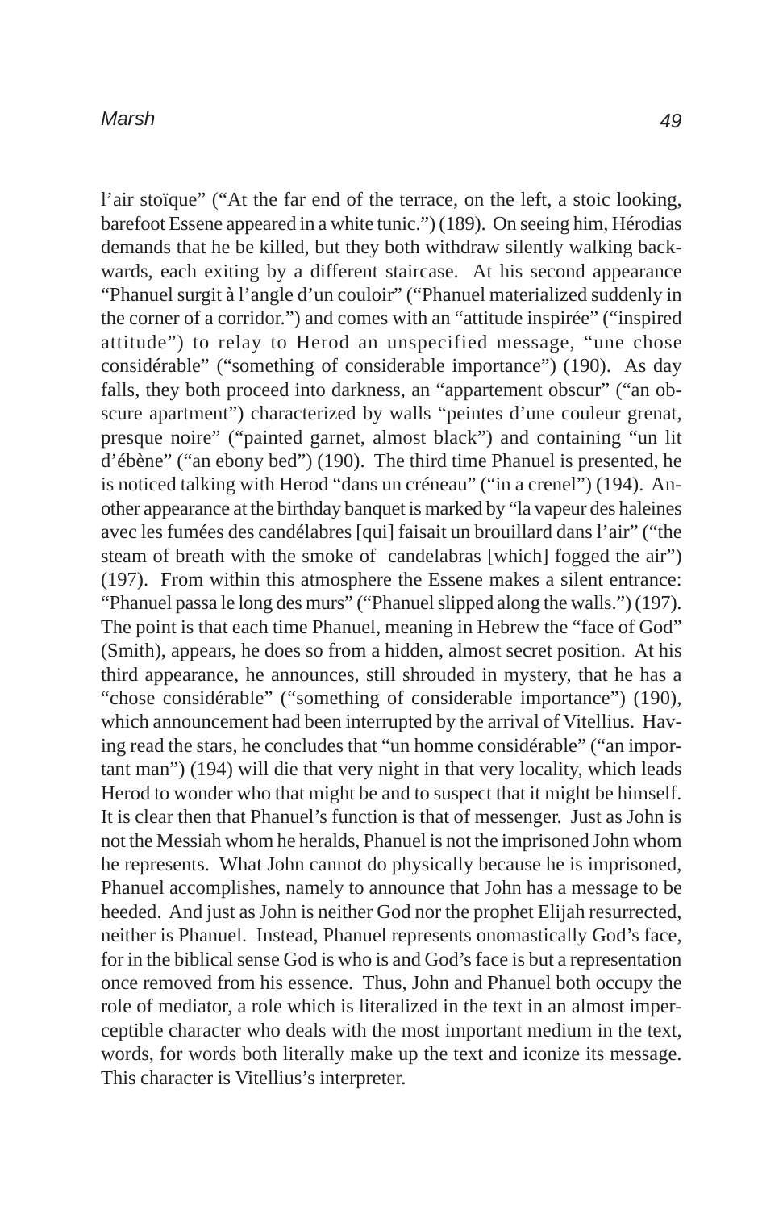l'air stoïque" ("At the far end of the terrace, on the left, a stoic looking, barefoot Essene appeared in a white tunic.") (189). On seeing him, Hérodias demands that he be killed, but they both withdraw silently walking backwards, each exiting by a different staircase. At his second appearance "Phanuel surgit à l'angle d'un couloir" ("Phanuel materialized suddenly in the corner of a corridor.") and comes with an "attitude inspirée" ("inspired attitude") to relay to Herod an unspecified message, "une chose considérable" ("something of considerable importance") (190). As day falls, they both proceed into darkness, an "appartement obscur" ("an obscure apartment") characterized by walls "peintes d'une couleur grenat, presque noire" ("painted garnet, almost black") and containing "un lit d'ébène" ("an ebony bed") (190). The third time Phanuel is presented, he is noticed talking with Herod "dans un créneau" ("in a crenel") (194). Another appearance at the birthday banquet is marked by "la vapeur des haleines avec les fumées des candélabres [qui] faisait un brouillard dans l'air" ("the steam of breath with the smoke of candelabras [which] fogged the air") (197). From within this atmosphere the Essene makes a silent entrance: "Phanuel passa le long des murs" ("Phanuel slipped along the walls.") (197). The point is that each time Phanuel, meaning in Hebrew the "face of God" (Smith), appears, he does so from a hidden, almost secret position. At his third appearance, he announces, still shrouded in mystery, that he has a "chose considérable" ("something of considerable importance") (190), which announcement had been interrupted by the arrival of Vitellius. Having read the stars, he concludes that "un homme considérable" ("an important man") (194) will die that very night in that very locality, which leads Herod to wonder who that might be and to suspect that it might be himself. It is clear then that Phanuel's function is that of messenger. Just as John is not the Messiah whom he heralds, Phanuel is not the imprisoned John whom he represents. What John cannot do physically because he is imprisoned, Phanuel accomplishes, namely to announce that John has a message to be heeded. And just as John is neither God nor the prophet Elijah resurrected, neither is Phanuel. Instead, Phanuel represents onomastically God's face, for in the biblical sense God is who is and God's face is but a representation once removed from his essence. Thus, John and Phanuel both occupy the role of mediator, a role which is literalized in the text in an almost imperceptible character who deals with the most important medium in the text, words, for words both literally make up the text and iconize its message. This character is Vitellius's interpreter.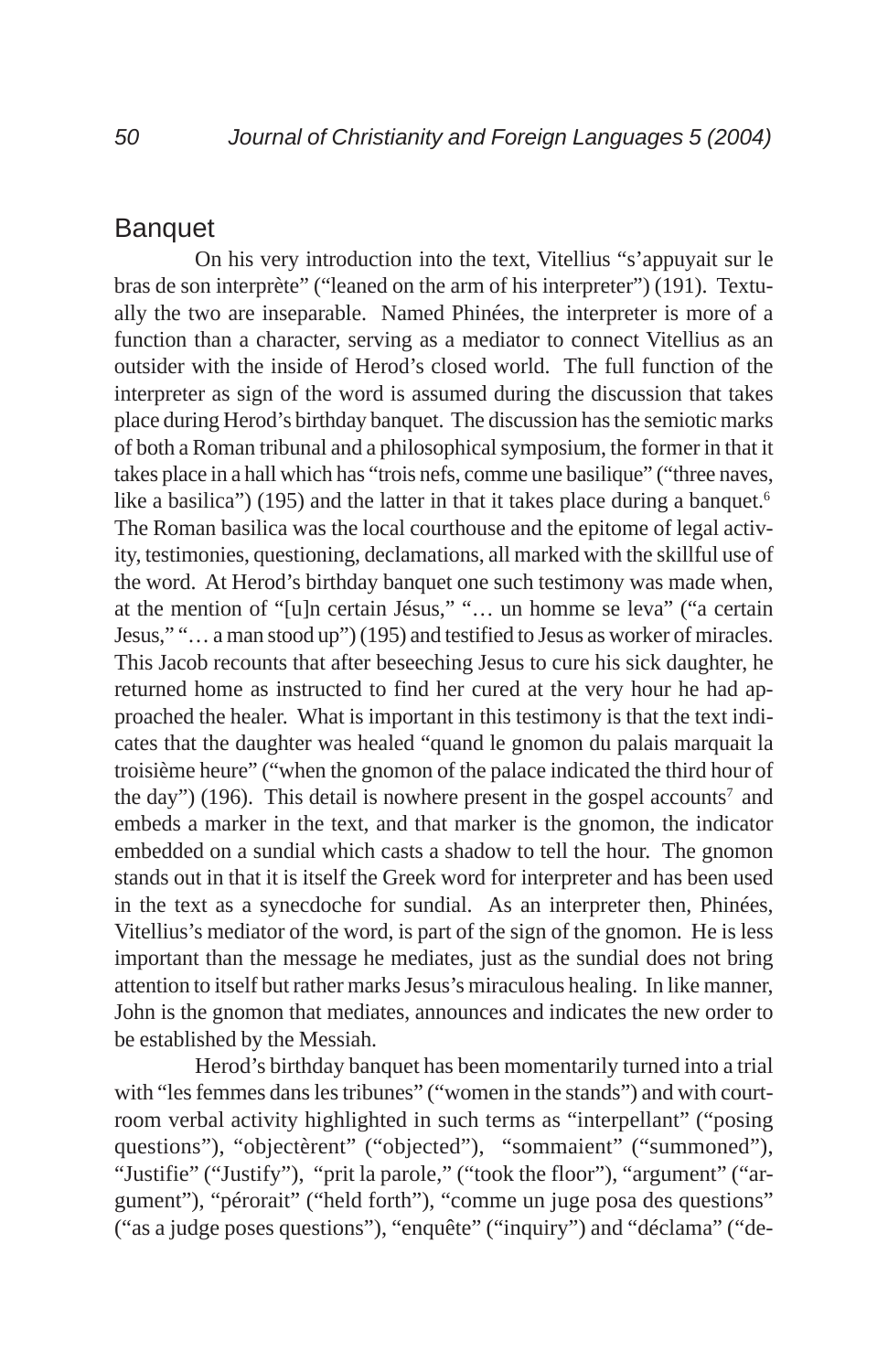## Banquet

On his very introduction into the text, Vitellius "s'appuyait sur le bras de son interprète" ("leaned on the arm of his interpreter") (191). Textually the two are inseparable. Named Phinées, the interpreter is more of a function than a character, serving as a mediator to connect Vitellius as an outsider with the inside of Herod's closed world. The full function of the interpreter as sign of the word is assumed during the discussion that takes place during Herod's birthday banquet. The discussion has the semiotic marks of both a Roman tribunal and a philosophical symposium, the former in that it takes place in a hall which has "trois nefs, comme une basilique" ("three naves, like a basilica") (195) and the latter in that it takes place during a banquet.[6] The Roman basilica was the local courthouse and the epitome of legal activity, testimonies, questioning, declamations, all marked with the skillful use of the word. At Herod's birthday banquet one such testimony was made when, at the mention of "[u]n certain Jésus," "… un homme se leva" ("a certain Jesus," "… a man stood up") (195) and testified to Jesus as worker of miracles. This Jacob recounts that after beseeching Jesus to cure his sick daughter, he returned home as instructed to find her cured at the very hour he had approached the healer. What is important in this testimony is that the text indicates that the daughter was healed "quand le gnomon du palais marquait la troisième heure" ("when the gnomon of the palace indicated the third hour of the day") (196). This detail is nowhere present in the gospel accounts[7] and embeds a marker in the text, and that marker is the gnomon, the indicator embedded on a sundial which casts a shadow to tell the hour. The gnomon stands out in that it is itself the Greek word for interpreter and has been used in the text as a synecdoche for sundial. As an interpreter then, Phinées, Vitellius's mediator of the word, is part of the sign of the gnomon. He is less important than the message he mediates, just as the sundial does not bring attention to itself but rather marks Jesus's miraculous healing. In like manner, John is the gnomon that mediates, announces and indicates the new order to be established by the Messiah.

Herod's birthday banquet has been momentarily turned into a trial with "les femmes dans les tribunes" ("women in the stands") and with courtroom verbal activity highlighted in such terms as "interpellant" ("posing questions"), "objectèrent" ("objected"), "sommaient" ("summoned"), "Justifie" ("Justify"), "prit la parole," ("took the floor"), "argument" ("argument"), "pérorait" ("held forth"), "comme un juge posa des questions" ("as a judge poses questions"), "enquête" ("inquiry") and "déclama" ("de-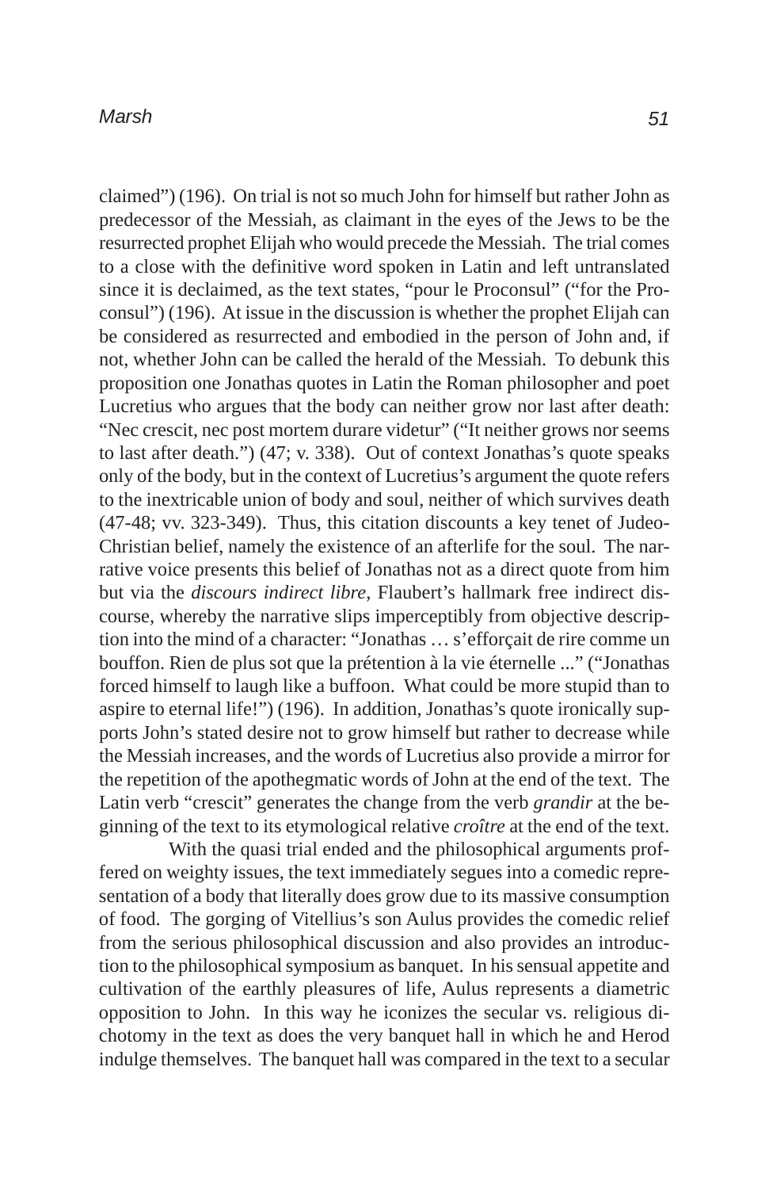claimed") (196). On trial is not so much John for himself but rather John as predecessor of the Messiah, as claimant in the eyes of the Jews to be the resurrected prophet Elijah who would precede the Messiah. The trial comes to a close with the definitive word spoken in Latin and left untranslated since it is declaimed, as the text states, "pour le Proconsul" ("for the Proconsul") (196). At issue in the discussion is whether the prophet Elijah can be considered as resurrected and embodied in the person of John and, if not, whether John can be called the herald of the Messiah. To debunk this proposition one Jonathas quotes in Latin the Roman philosopher and poet Lucretius who argues that the body can neither grow nor last after death: "Nec crescit, nec post mortem durare videtur" ("It neither grows nor seems to last after death.") (47; v. 338). Out of context Jonathas's quote speaks only of the body, but in the context of Lucretius's argument the quote refers to the inextricable union of body and soul, neither of which survives death (47-48; vv. 323-349). Thus, this citation discounts a key tenet of Judeo-Christian belief, namely the existence of an afterlife for the soul. The narrative voice presents this belief of Jonathas not as a direct quote from him but via the *discours indirect libre*, Flaubert's hallmark free indirect discourse, whereby the narrative slips imperceptibly from objective description into the mind of a character: "Jonathas … s'efforçait de rire comme un bouffon. Rien de plus sot que la prétention à la vie éternelle ..." ("Jonathas forced himself to laugh like a buffoon. What could be more stupid than to aspire to eternal life!") (196). In addition, Jonathas's quote ironically supports John's stated desire not to grow himself but rather to decrease while the Messiah increases, and the words of Lucretius also provide a mirror for the repetition of the apothegmatic words of John at the end of the text. The Latin verb "crescit" generates the change from the verb *grandir* at the beginning of the text to its etymological relative *croître* at the end of the text.

With the quasi trial ended and the philosophical arguments proffered on weighty issues, the text immediately segues into a comedic representation of a body that literally does grow due to its massive consumption of food. The gorging of Vitellius's son Aulus provides the comedic relief from the serious philosophical discussion and also provides an introduction to the philosophical symposium as banquet. In his sensual appetite and cultivation of the earthly pleasures of life, Aulus represents a diametric opposition to John. In this way he iconizes the secular vs. religious dichotomy in the text as does the very banquet hall in which he and Herod indulge themselves. The banquet hall was compared in the text to a secular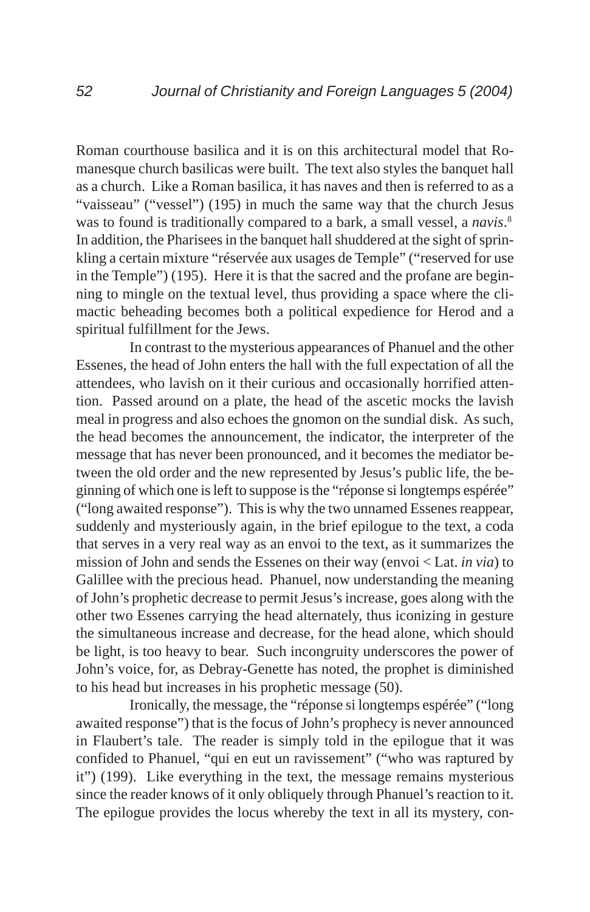Roman courthouse basilica and it is on this architectural model that Romanesque church basilicas were built. The text also styles the banquet hall as a church. Like a Roman basilica, it has naves and then is referred to as a "vaisseau" ("vessel") (195) in much the same way that the church Jesus was to found is traditionally compared to a bark, a small vessel, a *navis*.[8] In addition, the Pharisees in the banquet hall shuddered at the sight of sprinkling a certain mixture "réservée aux usages de Temple" ("reserved for use in the Temple") (195). Here it is that the sacred and the profane are beginning to mingle on the textual level, thus providing a space where the climactic beheading becomes both a political expedience for Herod and a spiritual fulfillment for the Jews.

In contrast to the mysterious appearances of Phanuel and the other Essenes, the head of John enters the hall with the full expectation of all the attendees, who lavish on it their curious and occasionally horrified attention. Passed around on a plate, the head of the ascetic mocks the lavish meal in progress and also echoes the gnomon on the sundial disk. As such, the head becomes the announcement, the indicator, the interpreter of the message that has never been pronounced, and it becomes the mediator between the old order and the new represented by Jesus's public life, the beginning of which one is left to suppose is the "réponse si longtemps espérée" ("long awaited response"). This is why the two unnamed Essenes reappear, suddenly and mysteriously again, in the brief epilogue to the text, a coda that serves in a very real way as an envoi to the text, as it summarizes the mission of John and sends the Essenes on their way (envoi < Lat. *in via*) to Galillee with the precious head. Phanuel, now understanding the meaning of John's prophetic decrease to permit Jesus's increase, goes along with the other two Essenes carrying the head alternately, thus iconizing in gesture the simultaneous increase and decrease, for the head alone, which should be light, is too heavy to bear. Such incongruity underscores the power of John's voice, for, as Debray-Genette has noted, the prophet is diminished to his head but increases in his prophetic message (50).

Ironically, the message, the "réponse si longtemps espérée" ("long awaited response") that is the focus of John's prophecy is never announced in Flaubert's tale. The reader is simply told in the epilogue that it was confided to Phanuel, "qui en eut un ravissement" ("who was raptured by it") (199). Like everything in the text, the message remains mysterious since the reader knows of it only obliquely through Phanuel's reaction to it. The epilogue provides the locus whereby the text in all its mystery, con-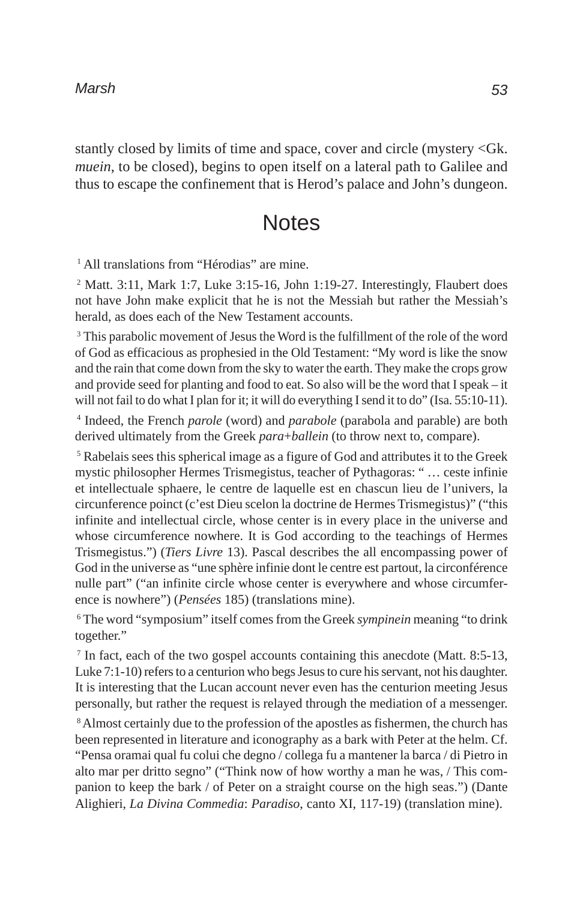stantly closed by limits of time and space, cover and circle (mystery <Gk. *muein*, to be closed), begins to open itself on a lateral path to Galilee and thus to escape the confinement that is Herod's palace and John's dungeon.

## Notes

[1] All translations from "Hérodias" are mine.

[2] Matt. 3:11, Mark 1:7, Luke 3:15-16, John 1:19-27. Interestingly, Flaubert does not have John make explicit that he is not the Messiah but rather the Messiah's herald, as does each of the New Testament accounts.

[3] This parabolic movement of Jesus the Word is the fulfillment of the role of the word of God as efficacious as prophesied in the Old Testament: "My word is like the snow and the rain that come down from the sky to water the earth. They make the crops grow and provide seed for planting and food to eat. So also will be the word that I speak – it will not fail to do what I plan for it; it will do everything I send it to do" (Isa. 55:10-11).

[4] Indeed, the French *parole* (word) and *parabole* (parabola and parable) are both derived ultimately from the Greek *para+ballein* (to throw next to, compare).

[5] Rabelais sees this spherical image as a figure of God and attributes it to the Greek mystic philosopher Hermes Trismegistus, teacher of Pythagoras: " … ceste infinie et intellectuale sphaere, le centre de laquelle est en chascun lieu de l'univers, la circunference poinct (c'est Dieu scelon la doctrine de Hermes Trismegistus)" ("this infinite and intellectual circle, whose center is in every place in the universe and whose circumference nowhere. It is God according to the teachings of Hermes Trismegistus.") (*Tiers Livre* 13). Pascal describes the all encompassing power of God in the universe as "une sphère infinie dont le centre est partout, la circonférence nulle part" ("an infinite circle whose center is everywhere and whose circumference is nowhere") (*Pensées* 185) (translations mine).

[6] The word "symposium" itself comes from the Greek *sympinein* meaning "to drink together."

[7] In fact, each of the two gospel accounts containing this anecdote (Matt. 8:5-13, Luke 7:1-10) refers to a centurion who begs Jesus to cure his servant, not his daughter. It is interesting that the Lucan account never even has the centurion meeting Jesus personally, but rather the request is relayed through the mediation of a messenger.

[8] Almost certainly due to the profession of the apostles as fishermen, the church has been represented in literature and iconography as a bark with Peter at the helm. Cf. "Pensa oramai qual fu colui che degno / collega fu a mantener la barca / di Pietro in alto mar per dritto segno" ("Think now of how worthy a man he was, / This companion to keep the bark / of Peter on a straight course on the high seas.") (Dante Alighieri, *La Divina Commedia*: *Paradiso*, canto XI, 117-19) (translation mine).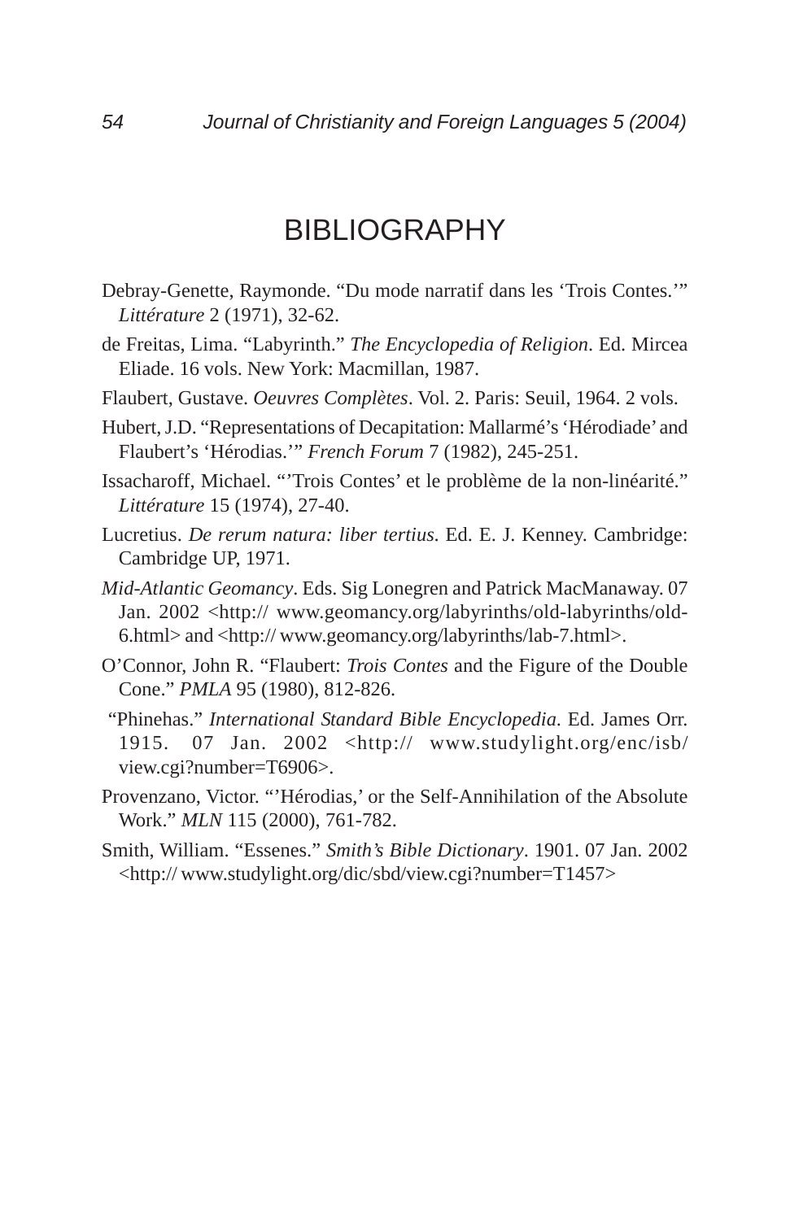# BIBLIOGRAPHY

Debray-Genette, Raymonde. "Du mode narratif dans les 'Trois Contes.'" *Littérature* 2 (1971), 32-62.

de Freitas, Lima. "Labyrinth." *The Encyclopedia of Religion*. Ed. Mircea Eliade. 16 vols. New York: Macmillan, 1987.

Flaubert, Gustave. *Oeuvres Complètes*. Vol. 2. Paris: Seuil, 1964. 2 vols.

Hubert, J.D. "Representations of Decapitation: Mallarmé's 'Hérodiade' and Flaubert's 'Hérodias.'" *French Forum* 7 (1982), 245-251.

Issacharoff, Michael. "'Trois Contes' et le problème de la non-linéarité." *Littérature* 15 (1974), 27-40.

Lucretius. *De rerum natura: liber tertius*. Ed. E. J. Kenney. Cambridge: Cambridge UP, 1971.

*Mid-Atlantic Geomancy*. Eds. Sig Lonegren and Patrick MacManaway. 07 Jan. 2002 <http:// www.geomancy.org/labyrinths/old-labyrinths/old-6.html> and <http:// www.geomancy.org/labyrinths/lab-7.html>.

O'Connor, John R. "Flaubert: *Trois Contes* and the Figure of the Double Cone." *PMLA* 95 (1980), 812-826.

"Phinehas." *International Standard Bible Encyclopedia*. Ed. James Orr. 1915. 07 Jan. 2002 <http:// www.studylight.org/enc/isb/view.cgi?number=T6906>.

Provenzano, Victor. "'Hérodias,' or the Self-Annihilation of the Absolute Work." *MLN* 115 (2000), 761-782.

Smith, William. "Essenes." *Smith's Bible Dictionary*. 1901. 07 Jan. 2002 <http:// www.studylight.org/dic/sbd/view.cgi?number=T1457>